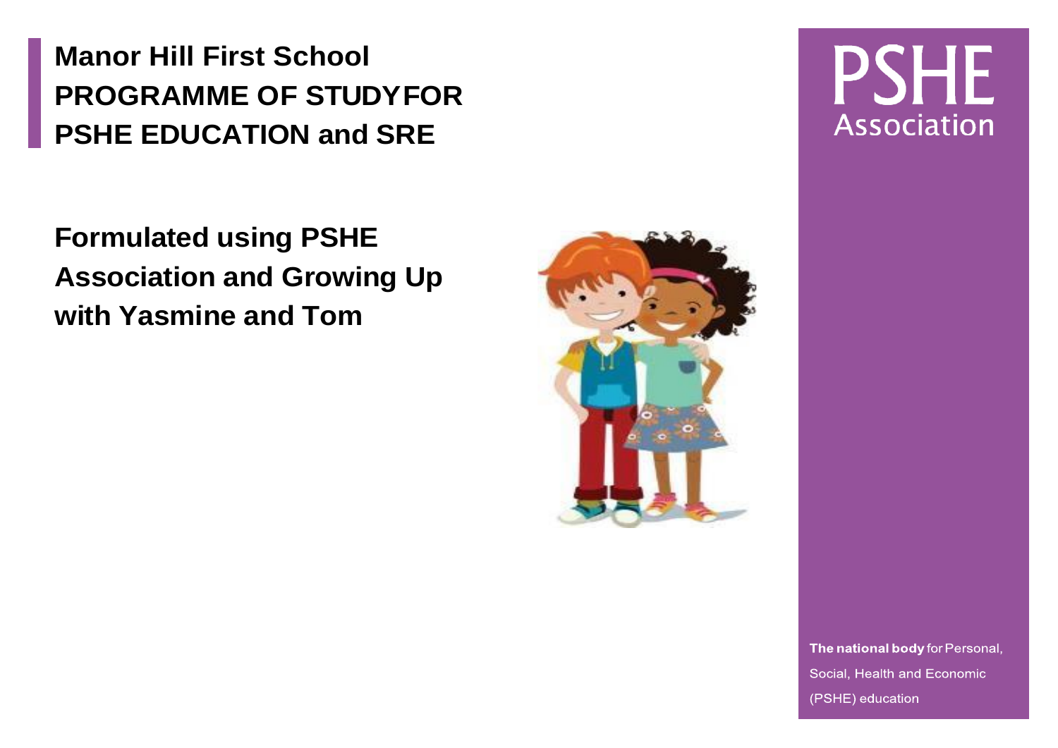# Manor Hill First School PROGRAMME OF STUDY FOR PSHE EDUCATION and SRE

**Formulated using PSHE Association and Growing Up with Yasmine and Tom**

PSHE Association

**The national body** for Personal, Social, Health and Economic (PSHE) education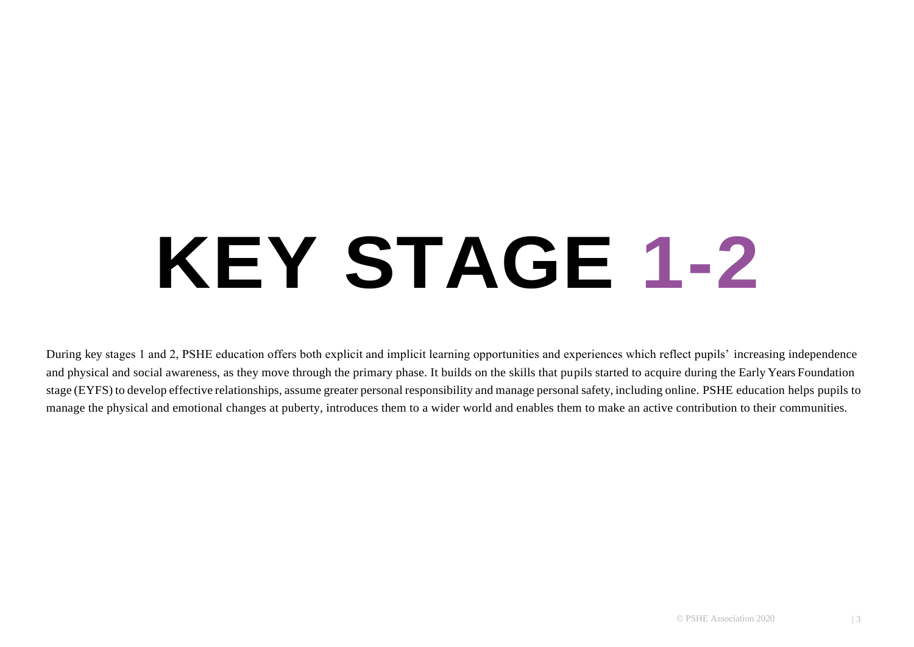# KEY STAGE 1-2

During key stages 1 and 2, PSHE education offers both explicit and implicit learning opportunities and experiences which reflect pupils' increasing independence and physical and social awareness, as they move through the primary phase. It builds on the skills that pupils started to acquire during the Early Years Foundation stage (EYFS) to develop effective relationships, assume greater personal responsibility and manage personal safety, including online. PSHE education helps pupils to manage the physical and emotional changes at puberty, introduces them to a wider world and enables them to make an active contribution to their communities.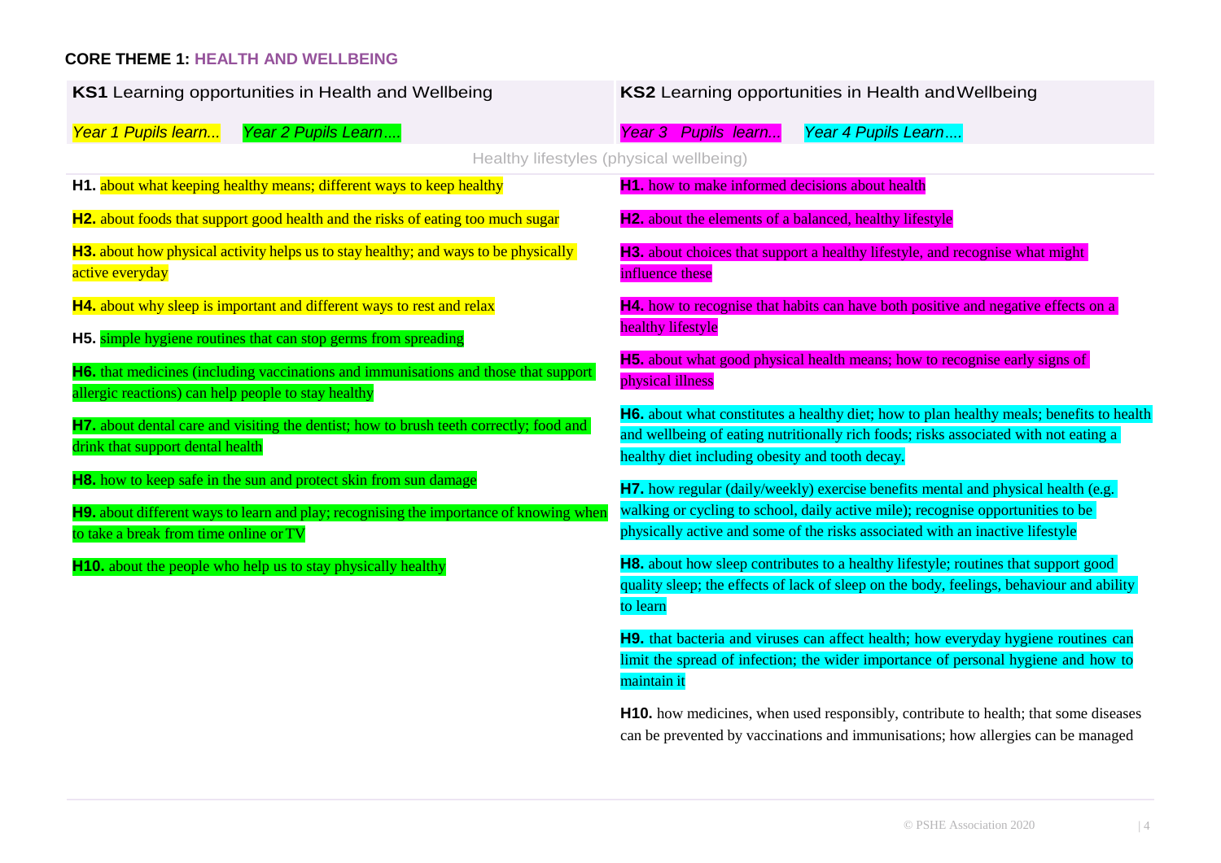**CORE THEME 1: HEALTH AND WELLBEING**

| **KS1** Learning opportunities in Health and Wellbeing | **KS2** Learning opportunities in Health and Wellbeing |
|---|---|
| *Year 1 Pupils learn...* *Year 2 Pupils Learn....* | *Year 3 Pupils learn...* *Year 4 Pupils Learn....* |
| Healthy lifestyles (physical wellbeing) | |
| **H1.** about what keeping healthy means; different ways to keep healthy | **H1.** how to make informed decisions about health |
| **H2.** about foods that support good health and the risks of eating too much sugar | **H2.** about the elements of a balanced, healthy lifestyle |
| **H3.** about how physical activity helps us to stay healthy; and ways to be physically active everyday | **H3.** about choices that support a healthy lifestyle, and recognise what might influence these |
| **H4.** about why sleep is important and different ways to rest and relax | **H4.** how to recognise that habits can have both positive and negative effects on a healthy lifestyle |
| **H5.** simple hygiene routines that can stop germs from spreading | **H5.** about what good physical health means; how to recognise early signs of physical illness |
| **H6.** that medicines (including vaccinations and immunisations and those that support allergic reactions) can help people to stay healthy | **H6.** about what constitutes a healthy diet; how to plan healthy meals; benefits to health and wellbeing of eating nutritionally rich foods; risks associated with not eating a healthy diet including obesity and tooth decay. |
| **H7.** about dental care and visiting the dentist; how to brush teeth correctly; food and drink that support dental health | **H7.** how regular (daily/weekly) exercise benefits mental and physical health (e.g. walking or cycling to school, daily active mile); recognise opportunities to be physically active and some of the risks associated with an inactive lifestyle |
| **H8.** how to keep safe in the sun and protect skin from sun damage | **H8.** about how sleep contributes to a healthy lifestyle; routines that support good quality sleep; the effects of lack of sleep on the body, feelings, behaviour and ability to learn |
| **H9.** about different ways to learn and play; recognising the importance of knowing when to take a break from time online or TV | **H9.** that bacteria and viruses can affect health; how everyday hygiene routines can limit the spread of infection; the wider importance of personal hygiene and how to maintain it |
| **H10.** about the people who help us to stay physically healthy | **H10.** how medicines, when used responsibly, contribute to health; that some diseases can be prevented by vaccinations and immunisations; how allergies can be managed |

© PSHE Association 2020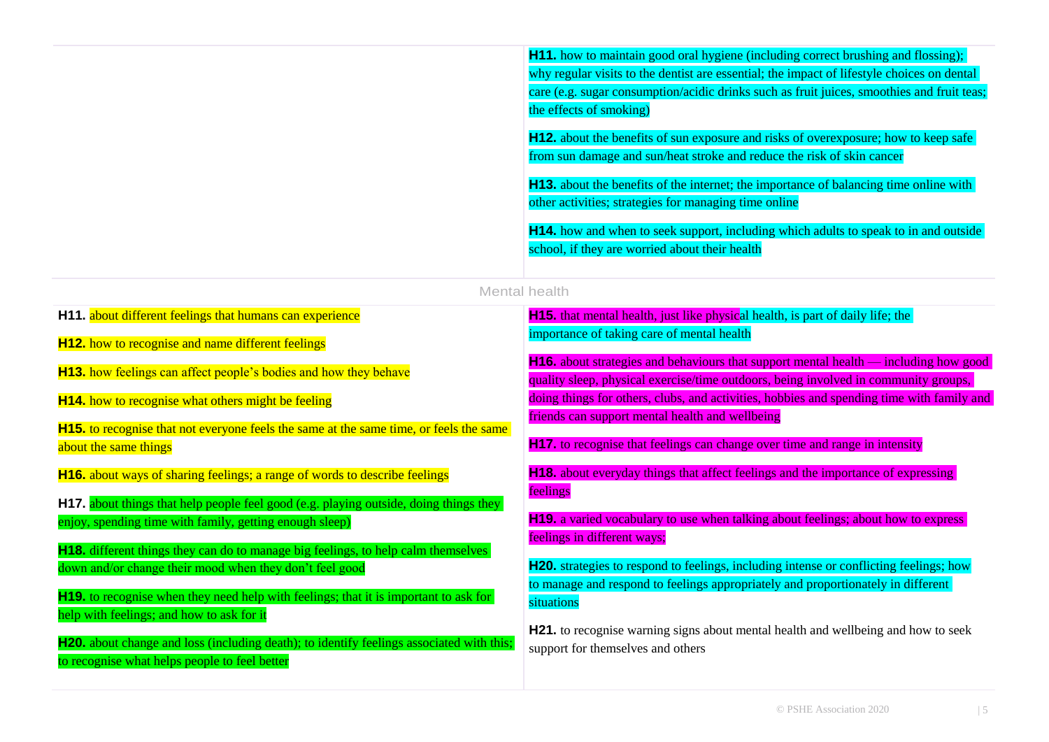| | |
|---|---|
| | **H11.** how to maintain good oral hygiene (including correct brushing and flossing); why regular visits to the dentist are essential; the impact of lifestyle choices on dental care (e.g. sugar consumption/acidic drinks such as fruit juices, smoothies and fruit teas; the effects of smoking)<br><br>**H12.** about the benefits of sun exposure and risks of overexposure; how to keep safe from sun damage and sun/heat stroke and reduce the risk of skin cancer<br><br>**H13.** about the benefits of the internet; the importance of balancing time online with other activities; strategies for managing time online<br><br>**H14.** how and when to seek support, including which adults to speak to in and outside school, if they are worried about their health |
| **Mental health** | |
| **H11.** about different feelings that humans can experience<br><br>**H12.** how to recognise and name different feelings<br><br>**H13.** how feelings can affect people's bodies and how they behave<br><br>**H14.** how to recognise what others might be feeling<br><br>**H15.** to recognise that not everyone feels the same at the same time, or feels the same about the same things<br><br>**H16.** about ways of sharing feelings; a range of words to describe feelings<br><br>**H17.** about things that help people feel good (e.g. playing outside, doing things they enjoy, spending time with family, getting enough sleep)<br><br>**H18.** different things they can do to manage big feelings, to help calm themselves down and/or change their mood when they don't feel good<br><br>**H19.** to recognise when they need help with feelings; that it is important to ask for help with feelings; and how to ask for it<br><br>**H20.** about change and loss (including death); to identify feelings associated with this; to recognise what helps people to feel better | **H15.** that mental health, just like physical health, is part of daily life; the importance of taking care of mental health<br><br>**H16.** about strategies and behaviours that support mental health — including how good quality sleep, physical exercise/time outdoors, being involved in community groups, doing things for others, clubs, and activities, hobbies and spending time with family and friends can support mental health and wellbeing<br><br>**H17.** to recognise that feelings can change over time and range in intensity<br><br>**H18.** about everyday things that affect feelings and the importance of expressing feelings<br><br>**H19.** a varied vocabulary to use when talking about feelings; about how to express feelings in different ways;<br><br>**H20.** strategies to respond to feelings, including intense or conflicting feelings; how to manage and respond to feelings appropriately and proportionately in different situations<br><br>**H21.** to recognise warning signs about mental health and wellbeing and how to seek support for themselves and others |

© PSHE Association 2020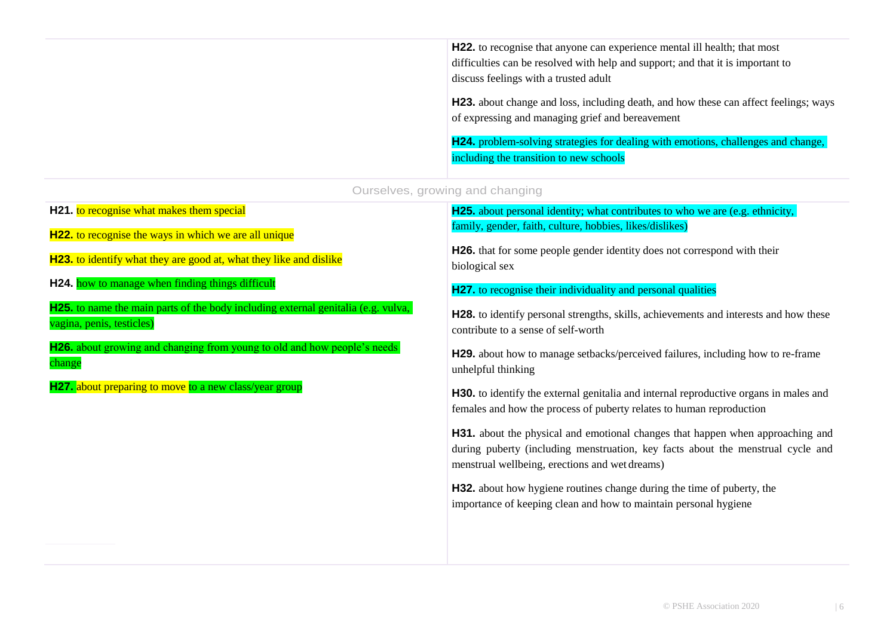| | |
|---|---|
| | **H22.** to recognise that anyone can experience mental ill health; that most difficulties can be resolved with help and support; and that it is important to discuss feelings with a trusted adult<br><br>**H23.** about change and loss, including death, and how these can affect feelings; ways of expressing and managing grief and bereavement<br><br>**H24.** problem-solving strategies for dealing with emotions, challenges and change, including the transition to new schools |

| Ourselves, growing and changing | |
|---|---|
| **H21.** to recognise what makes them special<br><br>**H22.** to recognise the ways in which we are all unique<br><br>**H23.** to identify what they are good at, what they like and dislike<br><br>**H24.** how to manage when finding things difficult<br><br>**H25.** to name the main parts of the body including external genitalia (e.g. vulva, vagina, penis, testicles)<br><br>**H26.** about growing and changing from young to old and how people's needs change<br><br>**H27.** about preparing to move to a new class/year group | **H25.** about personal identity; what contributes to who we are (e.g. ethnicity, family, gender, faith, culture, hobbies, likes/dislikes)<br><br>**H26.** that for some people gender identity does not correspond with their biological sex<br><br>**H27.** to recognise their individuality and personal qualities<br><br>**H28.** to identify personal strengths, skills, achievements and interests and how these contribute to a sense of self-worth<br><br>**H29.** about how to manage setbacks/perceived failures, including how to re-frame unhelpful thinking<br><br>**H30.** to identify the external genitalia and internal reproductive organs in males and females and how the process of puberty relates to human reproduction<br><br>**H31.** about the physical and emotional changes that happen when approaching and during puberty (including menstruation, key facts about the menstrual cycle and menstrual wellbeing, erections and wet dreams)<br><br>**H32.** about how hygiene routines change during the time of puberty, the importance of keeping clean and how to maintain personal hygiene |

© PSHE Association 2020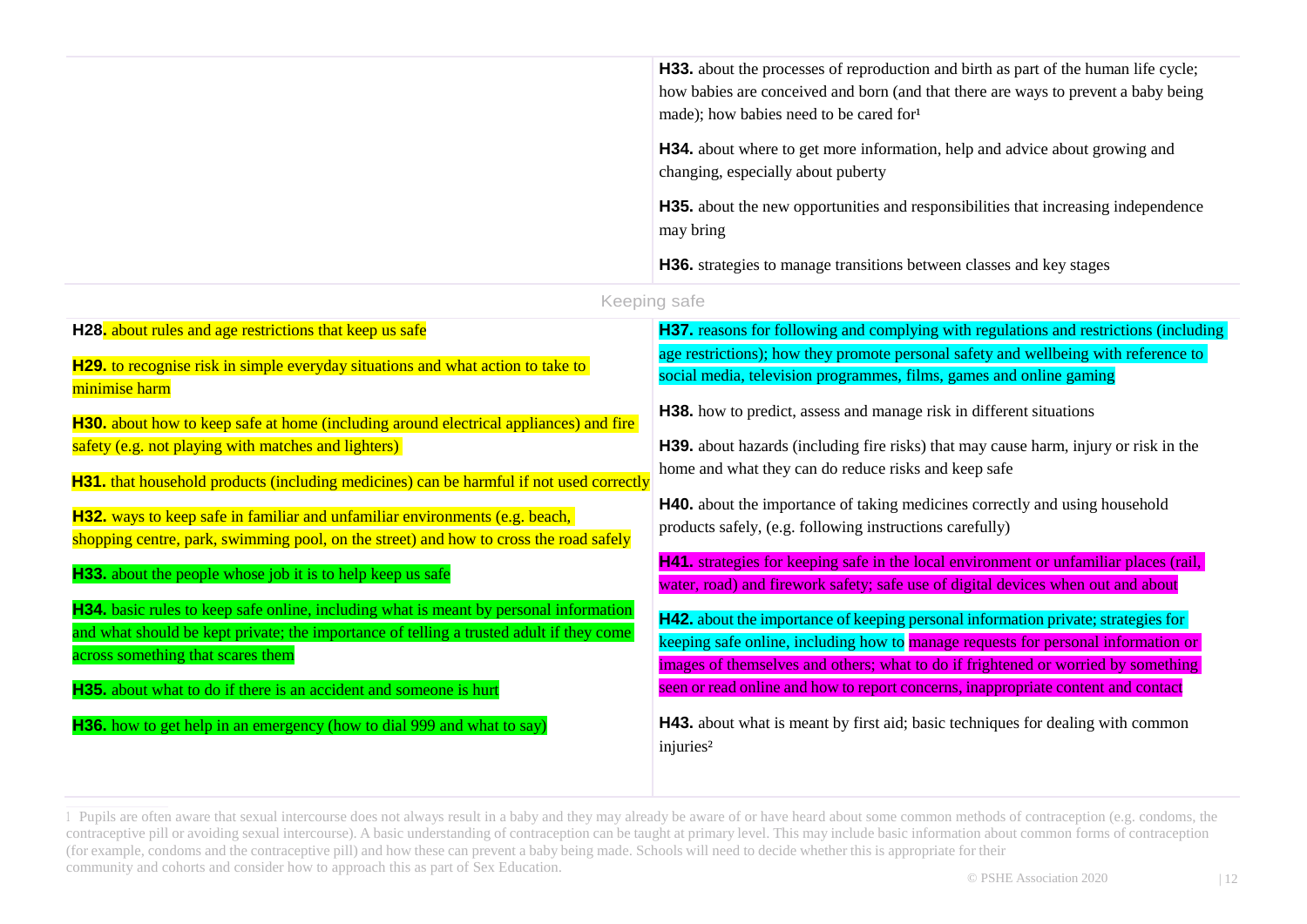| | |
|---|---|
| | **H33.** about the processes of reproduction and birth as part of the human life cycle; how babies are conceived and born (and that there are ways to prevent a baby being made); how babies need to be cared for[1] |
| | **H34.** about where to get more information, help and advice about growing and changing, especially about puberty |
| | **H35.** about the new opportunities and responsibilities that increasing independence may bring |
| | **H36.** strategies to manage transitions between classes and key stages |

## Keeping safe

| | |
|---|---|
| **H28.** about rules and age restrictions that keep us safe | **H37.** reasons for following and complying with regulations and restrictions (including age restrictions); how they promote personal safety and wellbeing with reference to social media, television programmes, films, games and online gaming |
| **H29.** to recognise risk in simple everyday situations and what action to take to minimise harm | **H38.** how to predict, assess and manage risk in different situations |
| **H30.** about how to keep safe at home (including around electrical appliances) and fire safety (e.g. not playing with matches and lighters) | **H39.** about hazards (including fire risks) that may cause harm, injury or risk in the home and what they can do reduce risks and keep safe |
| **H31.** that household products (including medicines) can be harmful if not used correctly | **H40.** about the importance of taking medicines correctly and using household products safely, (e.g. following instructions carefully) |
| **H32.** ways to keep safe in familiar and unfamiliar environments (e.g. beach, shopping centre, park, swimming pool, on the street) and how to cross the road safely | **H41.** strategies for keeping safe in the local environment or unfamiliar places (rail, water, road) and firework safety; safe use of digital devices when out and about |
| **H33.** about the people whose job it is to help keep us safe | **H42.** about the importance of keeping personal information private; strategies for keeping safe online, including how to manage requests for personal information or images of themselves and others; what to do if frightened or worried by something seen or read online and how to report concerns, inappropriate content and contact |
| **H34.** basic rules to keep safe online, including what is meant by personal information and what should be kept private; the importance of telling a trusted adult if they come across something that scares them | **H43.** about what is meant by first aid; basic techniques for dealing with common injuries[2] |
| **H35.** about what to do if there is an accident and someone is hurt | |
| **H36.** how to get help in an emergency (how to dial 999 and what to say) | |

1 Pupils are often aware that sexual intercourse does not always result in a baby and they may already be aware of or have heard about some common methods of contraception (e.g. condoms, the contraceptive pill or avoiding sexual intercourse). A basic understanding of contraception can be taught at primary level. This may include basic information about common forms of contraception (for example, condoms and the contraceptive pill) and how these can prevent a baby being made. Schools will need to decide whether this is appropriate for their community and cohorts and consider how to approach this as part of Sex Education.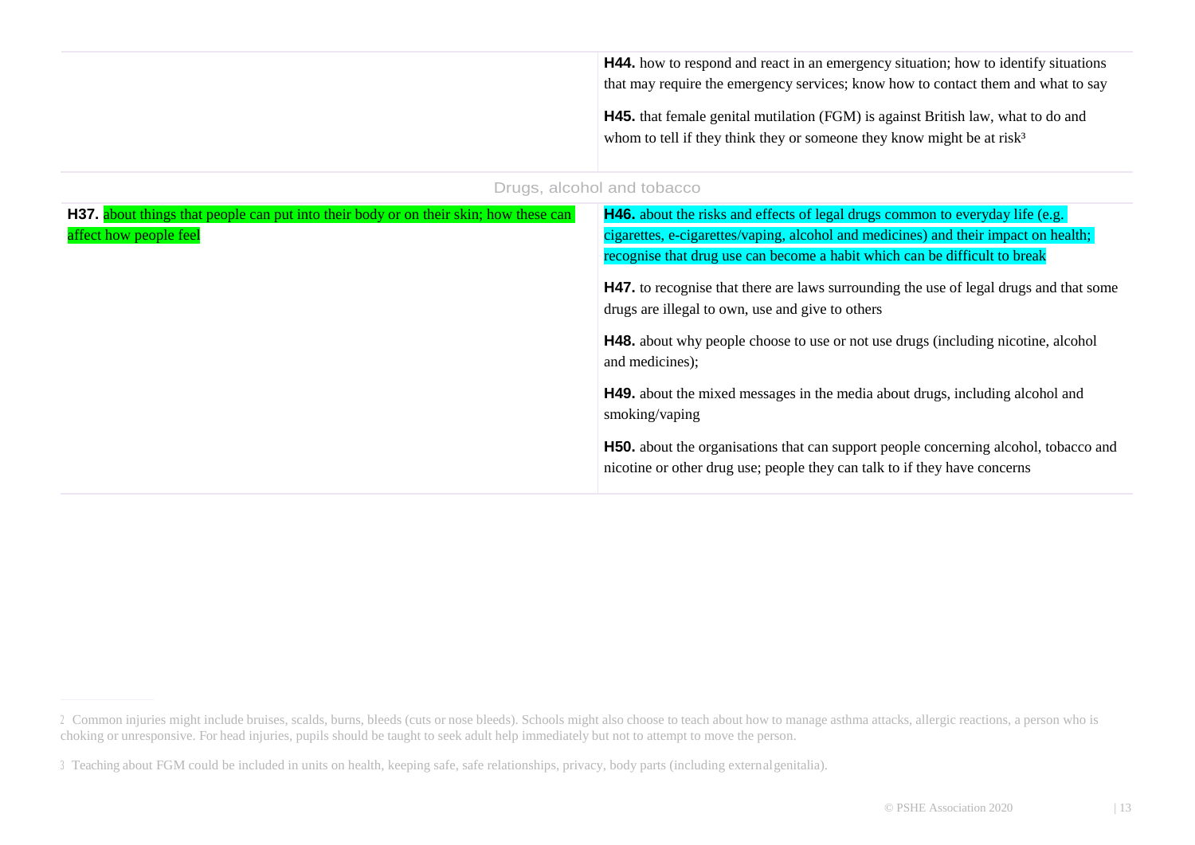| | |
|---|---|
| | **H44.** how to respond and react in an emergency situation; how to identify situations that may require the emergency services; know how to contact them and what to say<br><br>**H45.** that female genital mutilation (FGM) is against British law, what to do and whom to tell if they think they or someone they know might be at risk[3] |
| Drugs, alcohol and tobacco | |
| **H37.** about things that people can put into their body or on their skin; how these can affect how people feel | **H46.** about the risks and effects of legal drugs common to everyday life (e.g. cigarettes, e-cigarettes/vaping, alcohol and medicines) and their impact on health; recognise that drug use can become a habit which can be difficult to break<br><br>**H47.** to recognise that there are laws surrounding the use of legal drugs and that some drugs are illegal to own, use and give to others<br><br>**H48.** about why people choose to use or not use drugs (including nicotine, alcohol and medicines);<br><br>**H49.** about the mixed messages in the media about drugs, including alcohol and smoking/vaping<br><br>**H50.** about the organisations that can support people concerning alcohol, tobacco and nicotine or other drug use; people they can talk to if they have concerns |

2 Common injuries might include bruises, scalds, burns, bleeds (cuts or nose bleeds). Schools might also choose to teach about how to manage asthma attacks, allergic reactions, a person who is choking or unresponsive. For head injuries, pupils should be taught to seek adult help immediately but not to attempt to move the person.

3 Teaching about FGM could be included in units on health, keeping safe, safe relationships, privacy, body parts (including external genitalia).

© PSHE Association 2020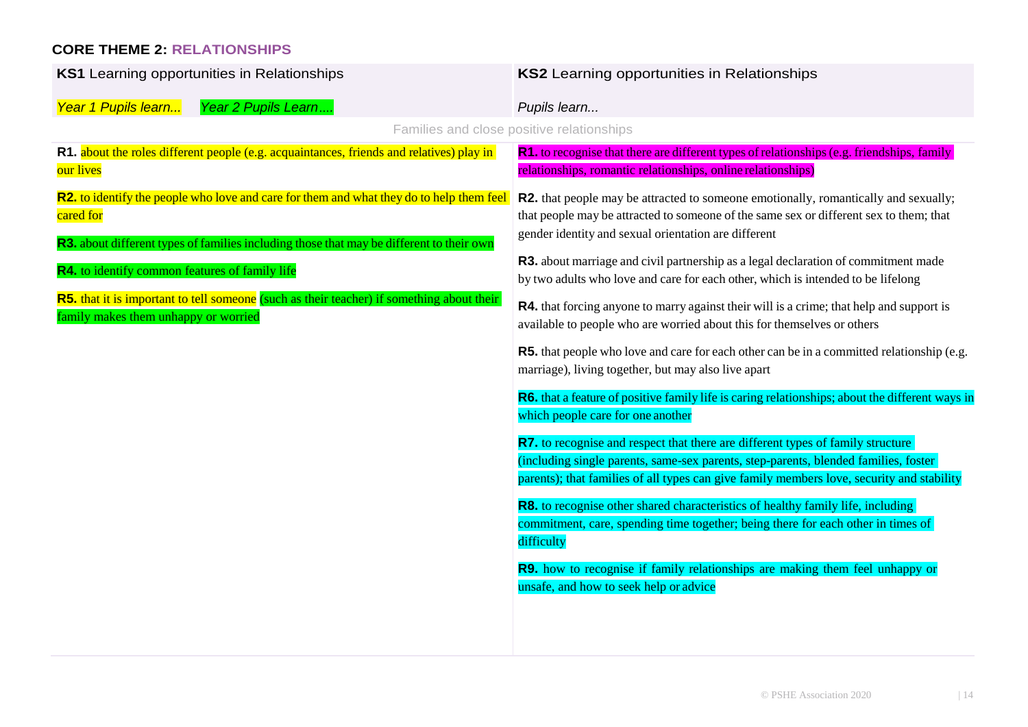## CORE THEME 2: RELATIONSHIPS

| **KS1** Learning opportunities in Relationships | **KS2** Learning opportunities in Relationships |
|---|---|
| *Year 1 Pupils learn...* *Year 2 Pupils Learn....* | *Pupils learn...* |
| Families and close positive relationships | |
| **R1.** about the roles different people (e.g. acquaintances, friends and relatives) play in our lives | **R1.** to recognise that there are different types of relationships (e.g. friendships, family relationships, romantic relationships, online relationships) |
| **R2.** to identify the people who love and care for them and what they do to help them feel cared for | **R2.** that people may be attracted to someone emotionally, romantically and sexually; that people may be attracted to someone of the same sex or different sex to them; that gender identity and sexual orientation are different |
| **R3.** about different types of families including those that may be different to their own | **R3.** about marriage and civil partnership as a legal declaration of commitment made by two adults who love and care for each other, which is intended to be lifelong |
| **R4.** to identify common features of family life | **R4.** that forcing anyone to marry against their will is a crime; that help and support is available to people who are worried about this for themselves or others |
| **R5.** that it is important to tell someone (such as their teacher) if something about their family makes them unhappy or worried | **R5.** that people who love and care for each other can be in a committed relationship (e.g. marriage), living together, but may also live apart |
| | **R6.** that a feature of positive family life is caring relationships; about the different ways in which people care for one another |
| | **R7.** to recognise and respect that there are different types of family structure (including single parents, same-sex parents, step-parents, blended families, foster parents); that families of all types can give family members love, security and stability |
| | **R8.** to recognise other shared characteristics of healthy family life, including commitment, care, spending time together; being there for each other in times of difficulty |
| | **R9.** how to recognise if family relationships are making them feel unhappy or unsafe, and how to seek help or advice |

© PSHE Association 2020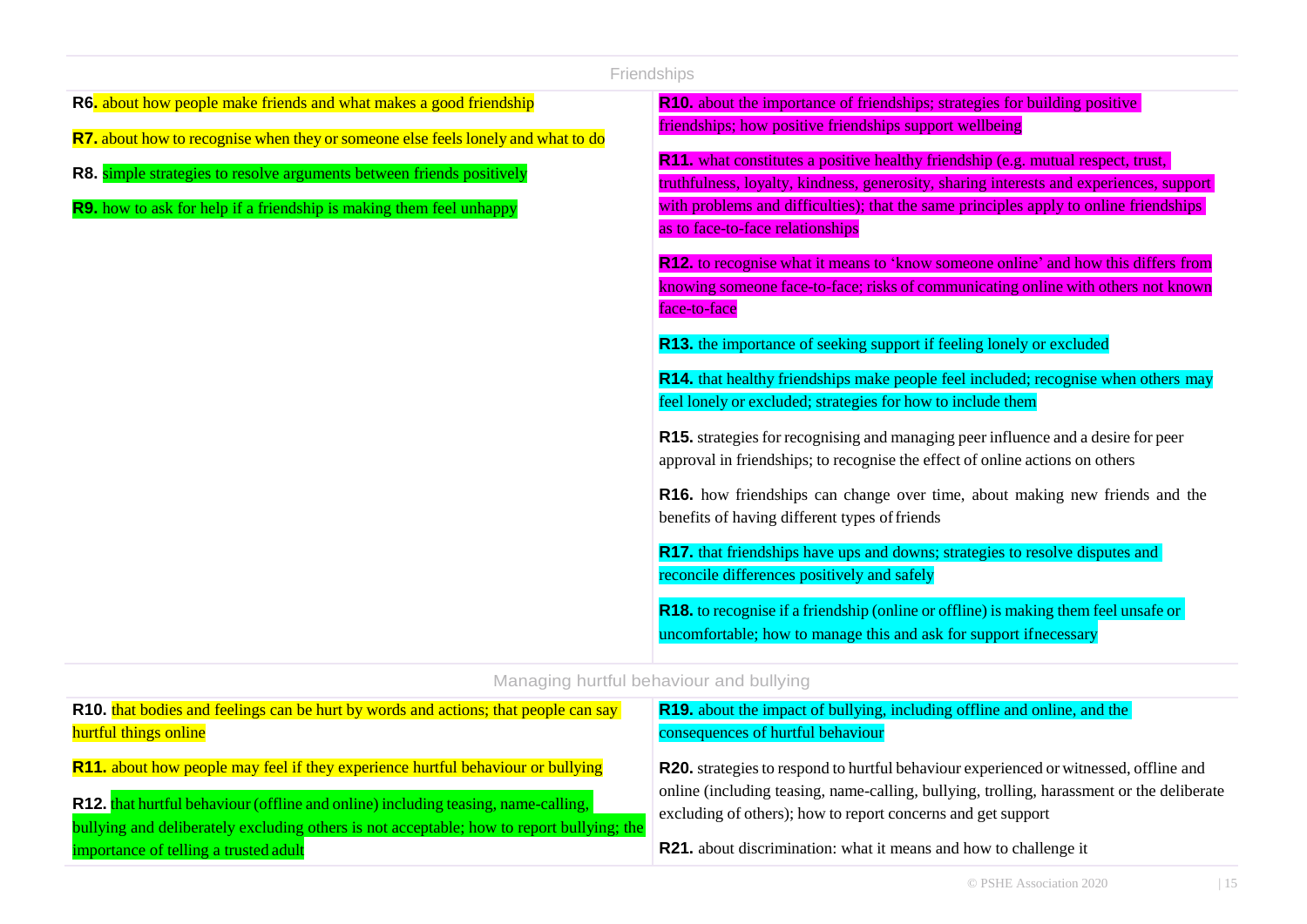## Friendships

| | |
|---|---|
| **R6.** about how people make friends and what makes a good friendship<br><br>**R7.** about how to recognise when they or someone else feels lonely and what to do<br><br>**R8.** simple strategies to resolve arguments between friends positively<br><br>**R9.** how to ask for help if a friendship is making them feel unhappy | **R10.** about the importance of friendships; strategies for building positive friendships; how positive friendships support wellbeing<br><br>**R11.** what constitutes a positive healthy friendship (e.g. mutual respect, trust, truthfulness, loyalty, kindness, generosity, sharing interests and experiences, support with problems and difficulties); that the same principles apply to online friendships as to face-to-face relationships<br><br>**R12.** to recognise what it means to 'know someone online' and how this differs from knowing someone face-to-face; risks of communicating online with others not known face-to-face<br><br>**R13.** the importance of seeking support if feeling lonely or excluded<br><br>**R14.** that healthy friendships make people feel included; recognise when others may feel lonely or excluded; strategies for how to include them<br><br>**R15.** strategies for recognising and managing peer influence and a desire for peer approval in friendships; to recognise the effect of online actions on others<br><br>**R16.** how friendships can change over time, about making new friends and the benefits of having different types of friends<br><br>**R17.** that friendships have ups and downs; strategies to resolve disputes and reconcile differences positively and safely<br><br>**R18.** to recognise if a friendship (online or offline) is making them feel unsafe or uncomfortable; how to manage this and ask for support if necessary |

## Managing hurtful behaviour and bullying

| | |
|---|---|
| **R10.** that bodies and feelings can be hurt by words and actions; that people can say hurtful things online<br><br>**R11.** about how people may feel if they experience hurtful behaviour or bullying<br><br>**R12.** that hurtful behaviour (offline and online) including teasing, name-calling, bullying and deliberately excluding others is not acceptable; how to report bullying; the importance of telling a trusted adult | **R19.** about the impact of bullying, including offline and online, and the consequences of hurtful behaviour<br><br>**R20.** strategies to respond to hurtful behaviour experienced or witnessed, offline and online (including teasing, name-calling, bullying, trolling, harassment or the deliberate excluding of others); how to report concerns and get support<br><br>**R21.** about discrimination: what it means and how to challenge it |

© PSHE Association 2020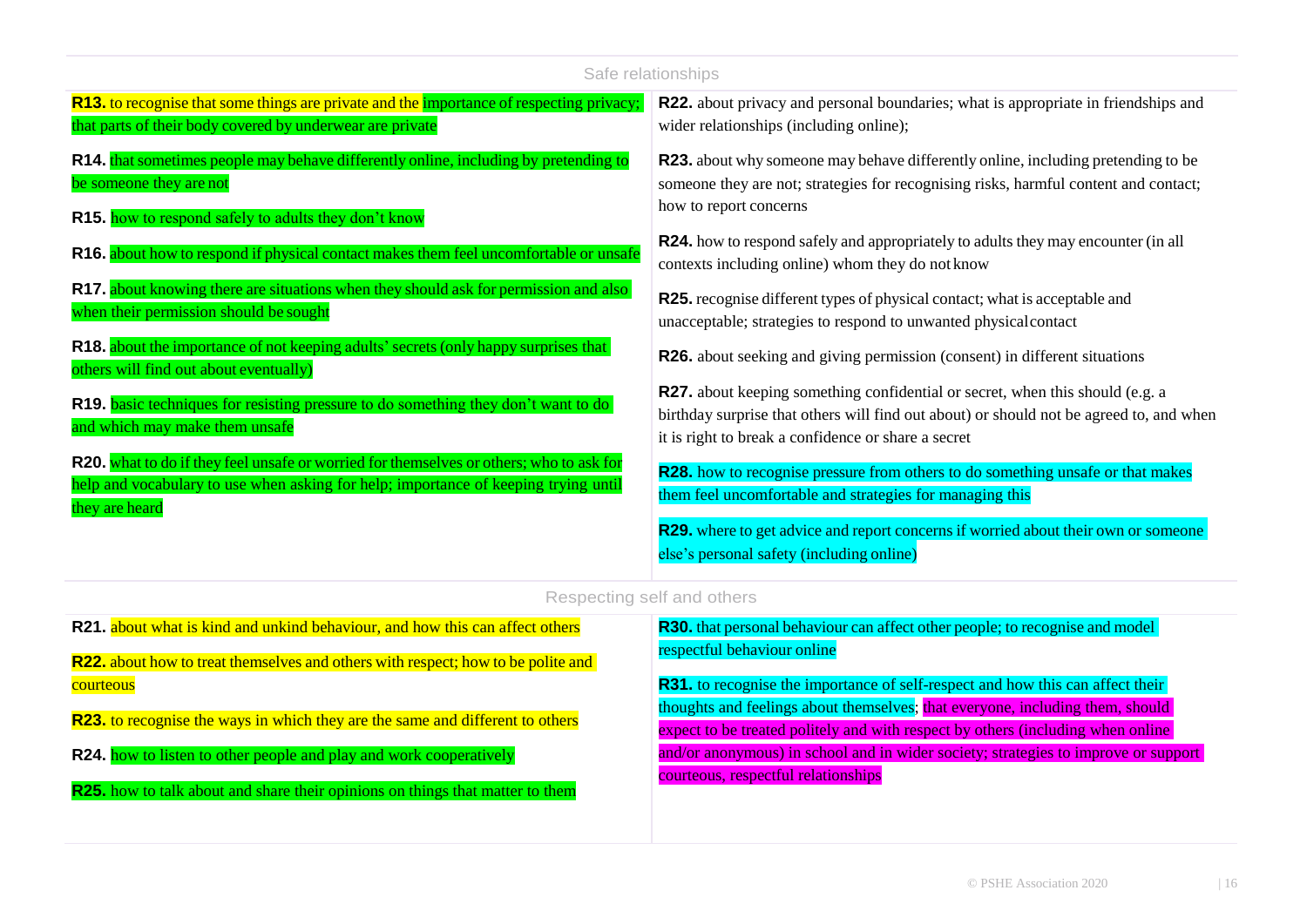## Safe relationships

| | |
|---|---|
| **R13.** to recognise that some things are private and the importance of respecting privacy; that parts of their body covered by underwear are private | **R22.** about privacy and personal boundaries; what is appropriate in friendships and wider relationships (including online); |
| **R14.** that sometimes people may behave differently online, including by pretending to be someone they are not | **R23.** about why someone may behave differently online, including pretending to be someone they are not; strategies for recognising risks, harmful content and contact; how to report concerns |
| **R15.** how to respond safely to adults they don't know | **R24.** how to respond safely and appropriately to adults they may encounter (in all contexts including online) whom they do not know |
| **R16.** about how to respond if physical contact makes them feel uncomfortable or unsafe | **R25.** recognise different types of physical contact; what is acceptable and unacceptable; strategies to respond to unwanted physical contact |
| **R17.** about knowing there are situations when they should ask for permission and also when their permission should be sought | **R26.** about seeking and giving permission (consent) in different situations |
| **R18.** about the importance of not keeping adults' secrets (only happy surprises that others will find out about eventually) | **R27.** about keeping something confidential or secret, when this should (e.g. a birthday surprise that others will find out about) or should not be agreed to, and when it is right to break a confidence or share a secret |
| **R19.** basic techniques for resisting pressure to do something they don't want to do and which may make them unsafe | **R28.** how to recognise pressure from others to do something unsafe or that makes them feel uncomfortable and strategies for managing this |
| **R20.** what to do if they feel unsafe or worried for themselves or others; who to ask for help and vocabulary to use when asking for help; importance of keeping trying until they are heard | **R29.** where to get advice and report concerns if worried about their own or someone else's personal safety (including online) |

## Respecting self and others

| | |
|---|---|
| **R21.** about what is kind and unkind behaviour, and how this can affect others | **R30.** that personal behaviour can affect other people; to recognise and model respectful behaviour online |
| **R22.** about how to treat themselves and others with respect; how to be polite and courteous | **R31.** to recognise the importance of self-respect and how this can affect their thoughts and feelings about themselves; that everyone, including them, should expect to be treated politely and with respect by others (including when online and/or anonymous) in school and in wider society; strategies to improve or support courteous, respectful relationships |
| **R23.** to recognise the ways in which they are the same and different to others | |
| **R24.** how to listen to other people and play and work cooperatively | |
| **R25.** how to talk about and share their opinions on things that matter to them | |

© PSHE Association 2020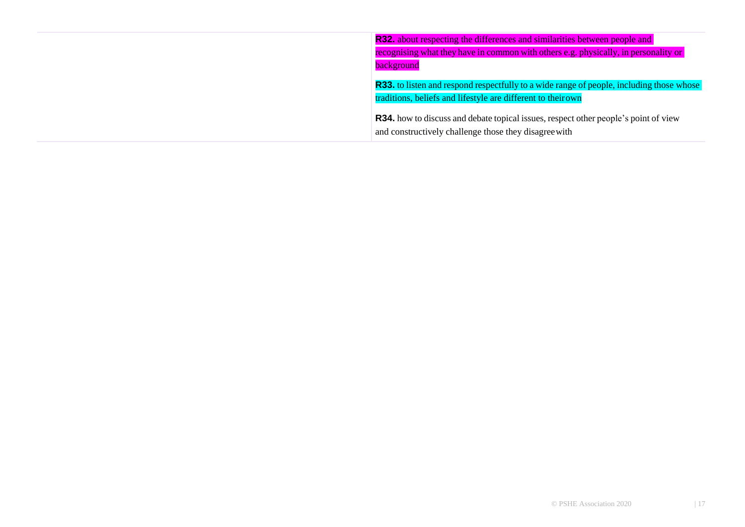| | |
|---|---|
| | **R32.** about respecting the differences and similarities between people and recognising what they have in common with others e.g. physically, in personality or background<br><br>**R33.** to listen and respond respectfully to a wide range of people, including those whose traditions, beliefs and lifestyle are different to their own<br><br>**R34.** how to discuss and debate topical issues, respect other people's point of view and constructively challenge those they disagree with |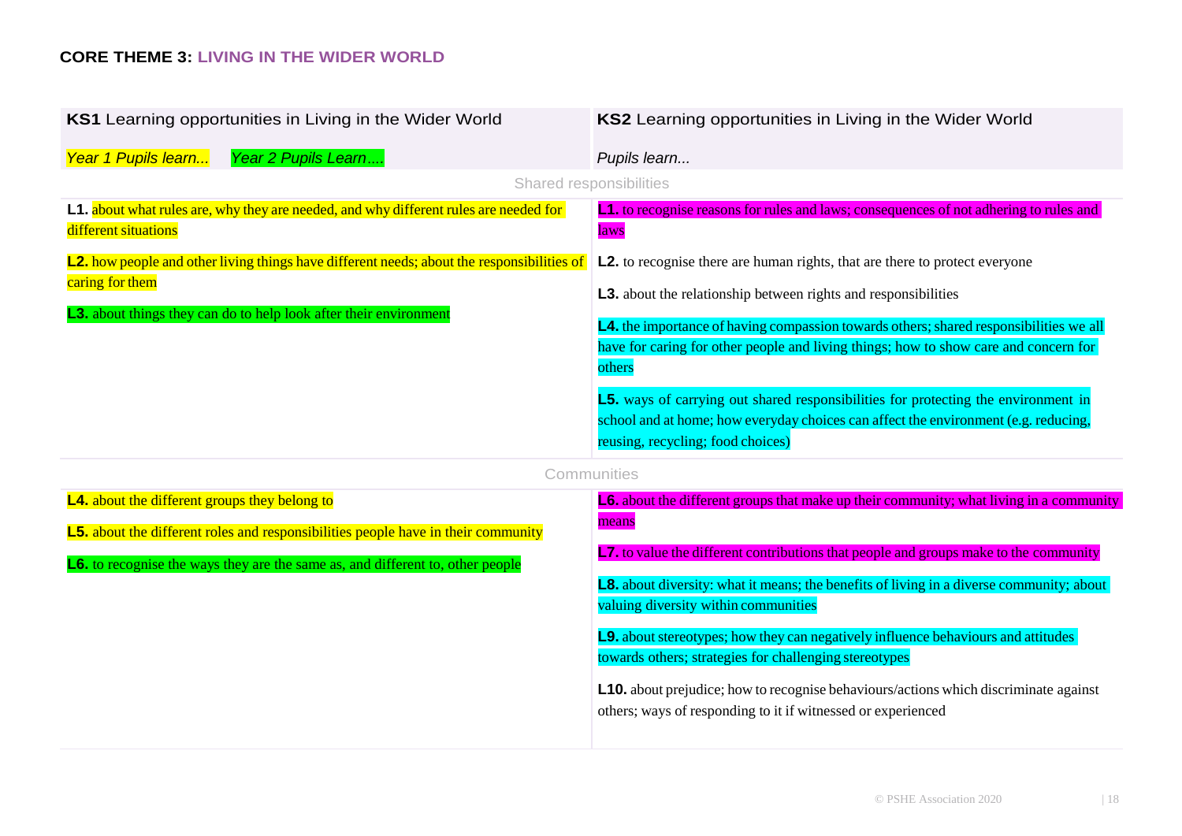## CORE THEME 3: LIVING IN THE WIDER WORLD

| **KS1** Learning opportunities in Living in the Wider World<br><br>*Year 1 Pupils learn...* *Year 2 Pupils Learn....* | **KS2** Learning opportunities in Living in the Wider World<br><br>*Pupils learn...* |
|---|---|
| Shared responsibilities | |
| **L1.** about what rules are, why they are needed, and why different rules are needed for different situations<br><br>**L2.** how people and other living things have different needs; about the responsibilities of caring for them<br><br>**L3.** about things they can do to help look after their environment | **L1.** to recognise reasons for rules and laws; consequences of not adhering to rules and laws<br><br>**L2.** to recognise there are human rights, that are there to protect everyone<br><br>**L3.** about the relationship between rights and responsibilities<br><br>**L4.** the importance of having compassion towards others; shared responsibilities we all have for caring for other people and living things; how to show care and concern for others<br><br>**L5.** ways of carrying out shared responsibilities for protecting the environment in school and at home; how everyday choices can affect the environment (e.g. reducing, reusing, recycling; food choices) |
| Communities | |
| **L4.** about the different groups they belong to<br><br>**L5.** about the different roles and responsibilities people have in their community<br><br>**L6.** to recognise the ways they are the same as, and different to, other people | **L6.** about the different groups that make up their community; what living in a community means<br><br>**L7.** to value the different contributions that people and groups make to the community<br><br>**L8.** about diversity: what it means; the benefits of living in a diverse community; about valuing diversity within communities<br><br>**L9.** about stereotypes; how they can negatively influence behaviours and attitudes towards others; strategies for challenging stereotypes<br><br>**L10.** about prejudice; how to recognise behaviours/actions which discriminate against others; ways of responding to it if witnessed or experienced |

© PSHE Association 2020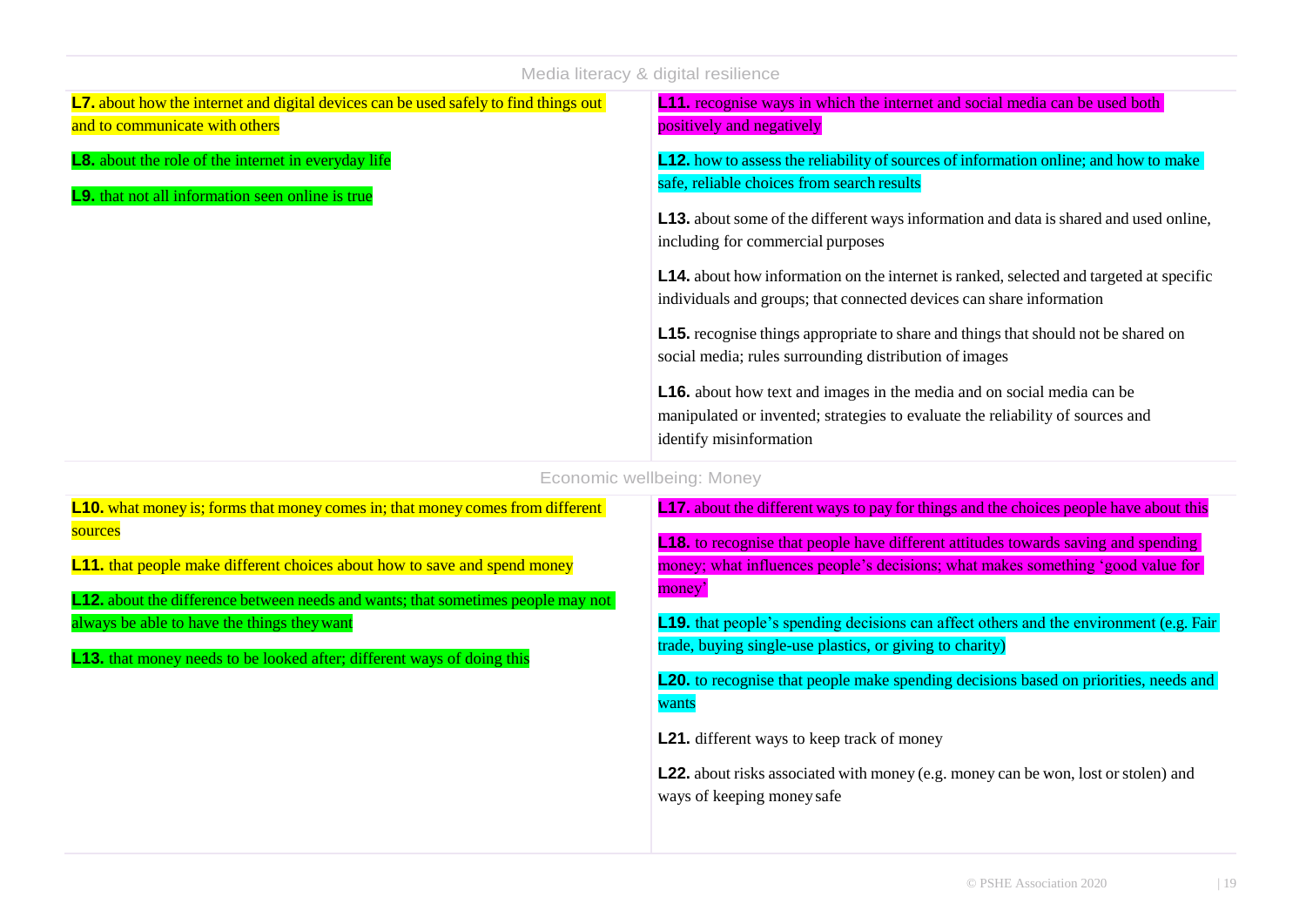## Media literacy & digital resilience

| | |
|---|---|
| **L7.** about how the internet and digital devices can be used safely to find things out and to communicate with others<br><br>**L8.** about the role of the internet in everyday life<br><br>**L9.** that not all information seen online is true | **L11.** recognise ways in which the internet and social media can be used both positively and negatively<br><br>**L12.** how to assess the reliability of sources of information online; and how to make safe, reliable choices from search results<br><br>**L13.** about some of the different ways information and data is shared and used online, including for commercial purposes<br><br>**L14.** about how information on the internet is ranked, selected and targeted at specific individuals and groups; that connected devices can share information<br><br>**L15.** recognise things appropriate to share and things that should not be shared on social media; rules surrounding distribution of images<br><br>**L16.** about how text and images in the media and on social media can be manipulated or invented; strategies to evaluate the reliability of sources and identify misinformation |

## Economic wellbeing: Money

| | |
|---|---|
| **L10.** what money is; forms that money comes in; that money comes from different sources<br><br>**L11.** that people make different choices about how to save and spend money<br><br>**L12.** about the difference between needs and wants; that sometimes people may not always be able to have the things they want<br><br>**L13.** that money needs to be looked after; different ways of doing this | **L17.** about the different ways to pay for things and the choices people have about this<br><br>**L18.** to recognise that people have different attitudes towards saving and spending money; what influences people's decisions; what makes something 'good value for money'<br><br>**L19.** that people's spending decisions can affect others and the environment (e.g. Fair trade, buying single-use plastics, or giving to charity)<br><br>**L20.** to recognise that people make spending decisions based on priorities, needs and wants<br><br>**L21.** different ways to keep track of money<br><br>**L22.** about risks associated with money (e.g. money can be won, lost or stolen) and ways of keeping money safe |

© PSHE Association 2020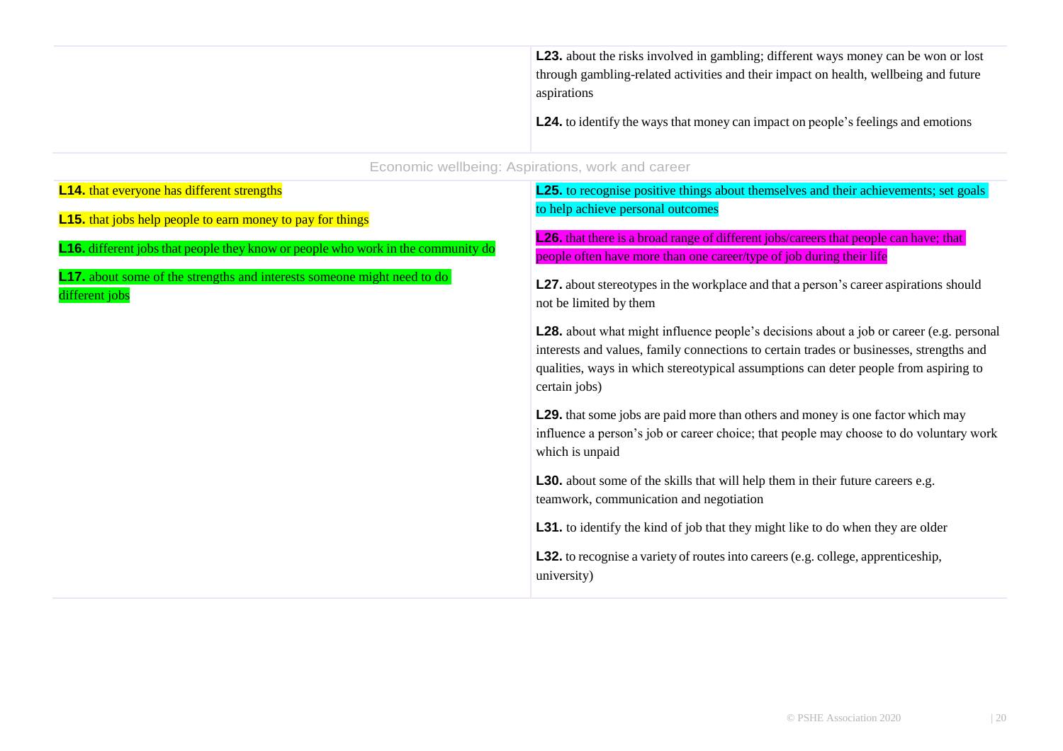| | |
|---|---|
| | **L23.** about the risks involved in gambling; different ways money can be won or lost through gambling-related activities and their impact on health, wellbeing and future aspirations<br><br>**L24.** to identify the ways that money can impact on people's feelings and emotions |
| Economic wellbeing: Aspirations, work and career | |
| **L14.** that everyone has different strengths<br><br>**L15.** that jobs help people to earn money to pay for things<br><br>**L16.** different jobs that people they know or people who work in the community do<br><br>**L17.** about some of the strengths and interests someone might need to do different jobs | **L25.** to recognise positive things about themselves and their achievements; set goals to help achieve personal outcomes<br><br>**L26.** that there is a broad range of different jobs/careers that people can have; that people often have more than one career/type of job during their life<br><br>**L27.** about stereotypes in the workplace and that a person's career aspirations should not be limited by them<br><br>**L28.** about what might influence people's decisions about a job or career (e.g. personal interests and values, family connections to certain trades or businesses, strengths and qualities, ways in which stereotypical assumptions can deter people from aspiring to certain jobs)<br><br>**L29.** that some jobs are paid more than others and money is one factor which may influence a person's job or career choice; that people may choose to do voluntary work which is unpaid<br><br>**L30.** about some of the skills that will help them in their future careers e.g. teamwork, communication and negotiation<br><br>**L31.** to identify the kind of job that they might like to do when they are older<br><br>**L32.** to recognise a variety of routes into careers (e.g. college, apprenticeship, university) |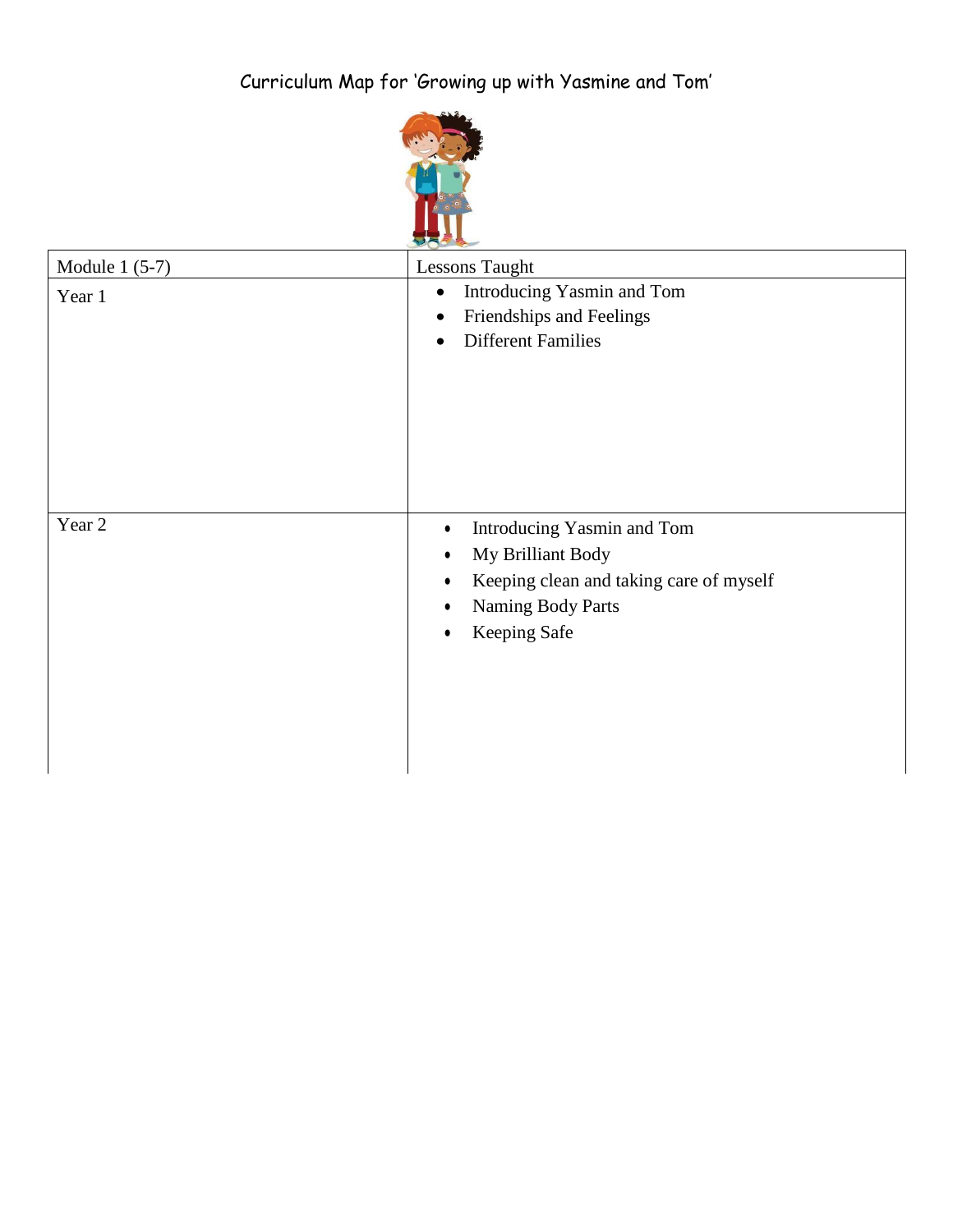Curriculum Map for 'Growing up with Yasmine and Tom'

| Module 1 (5-7) | Lessons Taught |
|---|---|
| Year 1 | • Introducing Yasmin and Tom<br>• Friendships and Feelings<br>• Different Families |
| Year 2 | • Introducing Yasmin and Tom<br>• My Brilliant Body<br>• Keeping clean and taking care of myself<br>• Naming Body Parts<br>• Keeping Safe |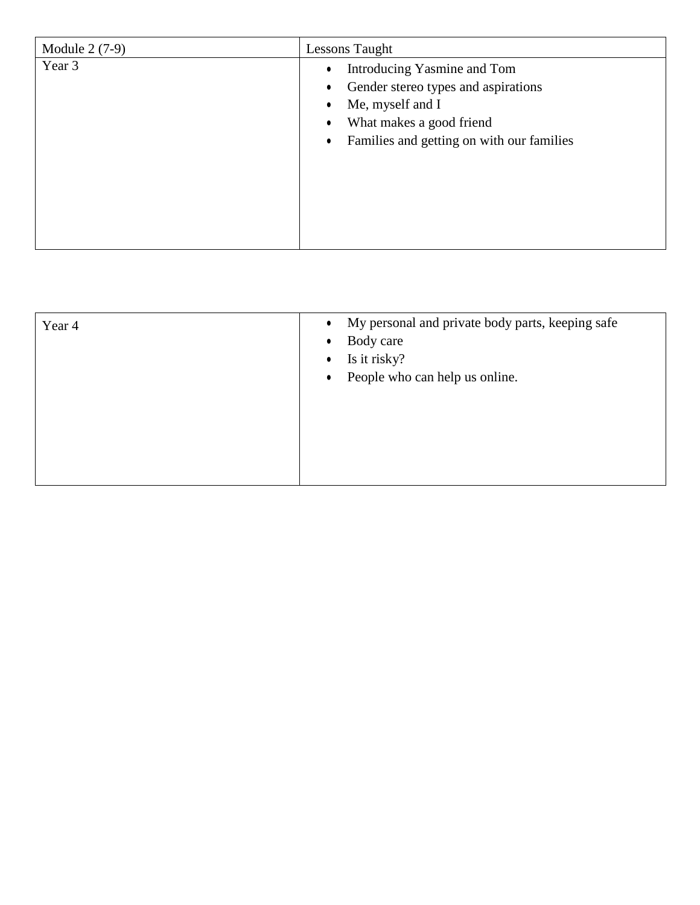| Module 2 (7-9) | Lessons Taught |
| --- | --- |
| Year 3 | • Introducing Yasmine and Tom<br>• Gender stereo types and aspirations<br>• Me, myself and I<br>• What makes a good friend<br>• Families and getting on with our families |

| Year 4 | • My personal and private body parts, keeping safe<br>• Body care<br>• Is it risky?<br>• People who can help us online. |
| --- | --- |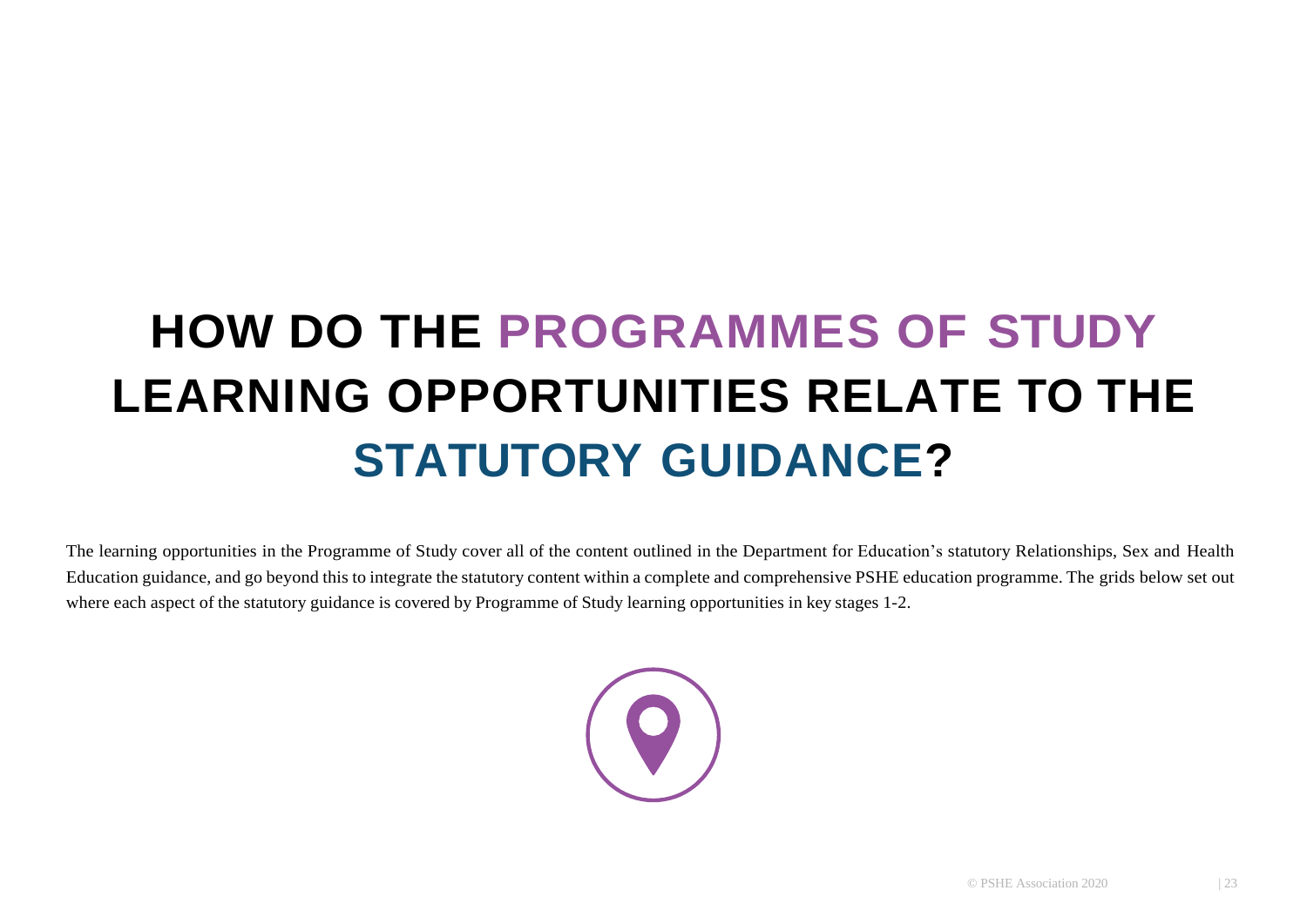# HOW DO THE PROGRAMMES OF STUDY LEARNING OPPORTUNITIES RELATE TO THE STATUTORY GUIDANCE?

The learning opportunities in the Programme of Study cover all of the content outlined in the Department for Education's statutory Relationships, Sex and Health Education guidance, and go beyond this to integrate the statutory content within a complete and comprehensive PSHE education programme. The grids below set out where each aspect of the statutory guidance is covered by Programme of Study learning opportunities in key stages 1-2.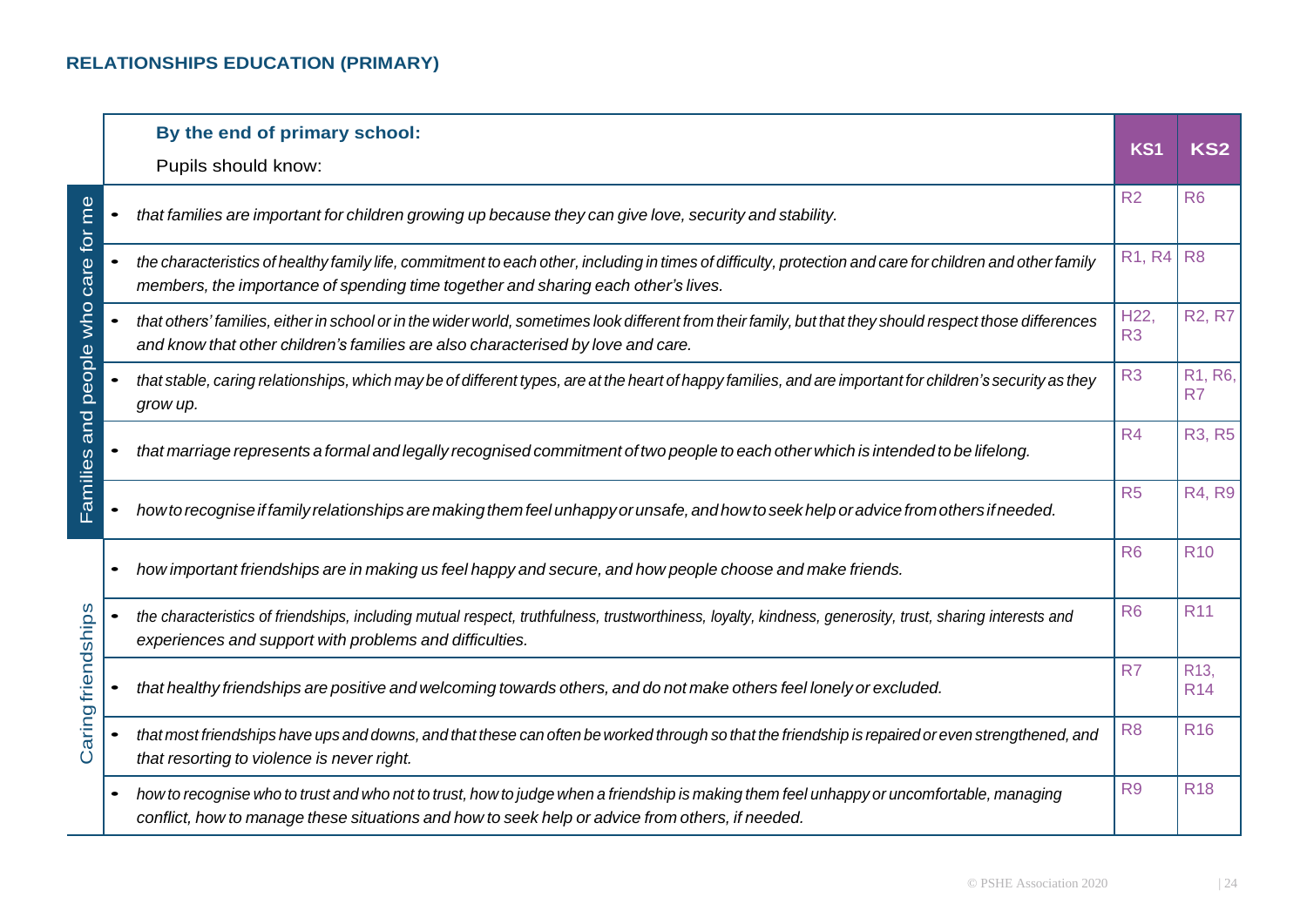## RELATIONSHIPS EDUCATION (PRIMARY)

| | By the end of primary school:<br>Pupils should know: | KS1 | KS2 |
|---|---|---|---|
| Families and people who care for me | • *that families are important for children growing up because they can give love, security and stability.* | R2 | R6 |
| | • *the characteristics of healthy family life, commitment to each other, including in times of difficulty, protection and care for children and other family members, the importance of spending time together and sharing each other's lives.* | R1, R4 | R8 |
| | • *that others' families, either in school or in the wider world, sometimes look different from their family, but that they should respect those differences and know that other children's families are also characterised by love and care.* | H22, R3 | R2, R7 |
| | • *that stable, caring relationships, which may be of different types, are at the heart of happy families, and are important for children's security as they grow up.* | R3 | R1, R6, R7 |
| | • *that marriage represents a formal and legally recognised commitment of two people to each other which is intended to be lifelong.* | R4 | R3, R5 |
| | • *how to recognise if family relationships are making them feel unhappy or unsafe, and how to seek help or advice from others if needed.* | R5 | R4, R9 |
| Caring friendships | • *how important friendships are in making us feel happy and secure, and how people choose and make friends.* | R6 | R10 |
| | • *the characteristics of friendships, including mutual respect, truthfulness, trustworthiness, loyalty, kindness, generosity, trust, sharing interests and experiences and support with problems and difficulties.* | R6 | R11 |
| | • *that healthy friendships are positive and welcoming towards others, and do not make others feel lonely or excluded.* | R7 | R13, R14 |
| | • *that most friendships have ups and downs, and that these can often be worked through so that the friendship is repaired or even strengthened, and that resorting to violence is never right.* | R8 | R16 |
| | • *how to recognise who to trust and who not to trust, how to judge when a friendship is making them feel unhappy or uncomfortable, managing conflict, how to manage these situations and how to seek help or advice from others, if needed.* | R9 | R18 |

© PSHE Association 2020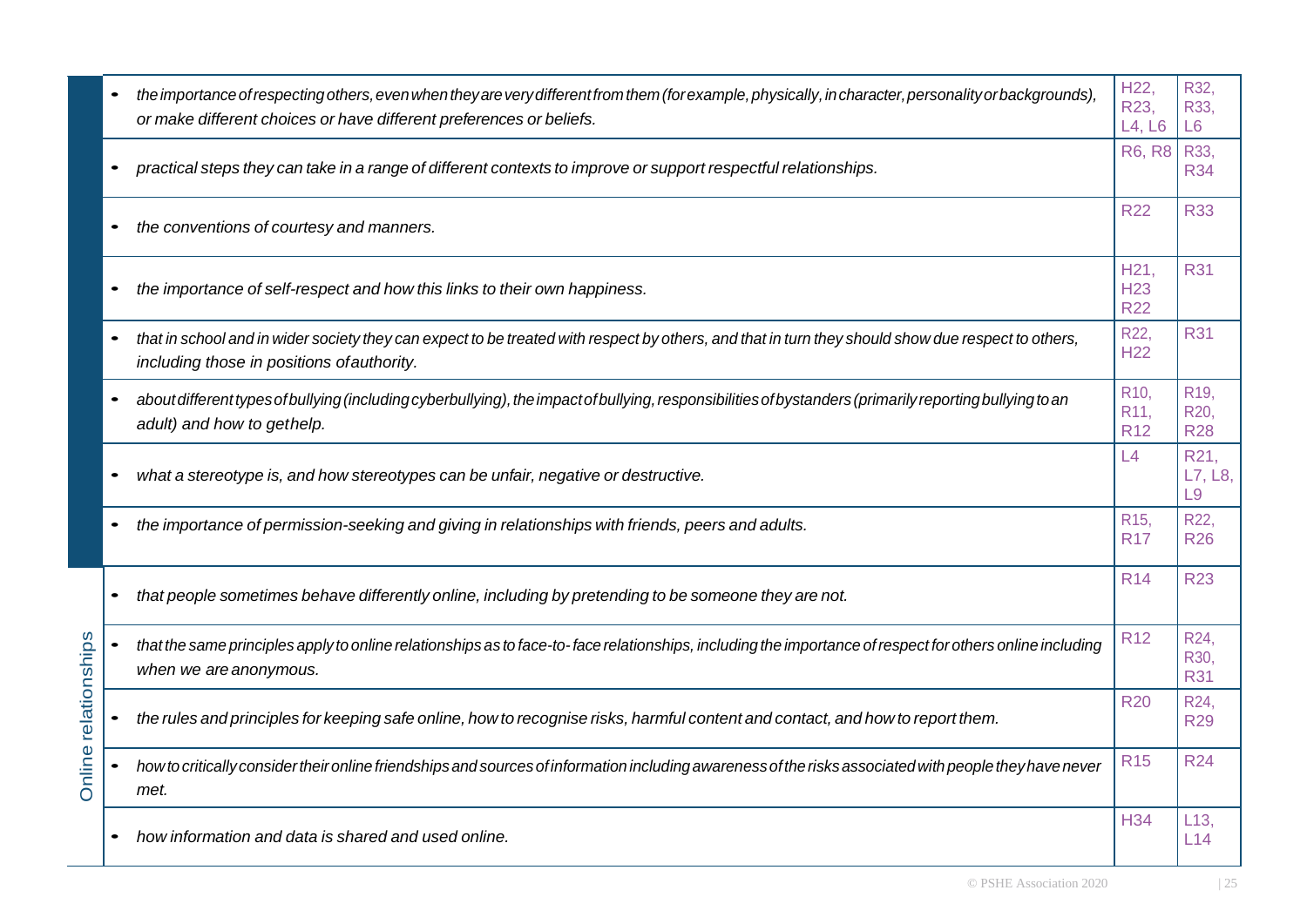| | | | |
|---|---|---|---|
| | • the importance of respecting others, even when they are very different from them (for example, physically, in character, personality or backgrounds), or make different choices or have different preferences or beliefs. | H22, R23, L4, L6 | R32, R33, L6 |
| | • practical steps they can take in a range of different contexts to improve or support respectful relationships. | R6, R8 | R33, R34 |
| | • the conventions of courtesy and manners. | R22 | R33 |
| | • the importance of self-respect and how this links to their own happiness. | H21, H23 R22 | R31 |
| | • that in school and in wider society they can expect to be treated with respect by others, and that in turn they should show due respect to others, including those in positions of authority. | R22, H22 | R31 |
| | • about different types of bullying (including cyberbullying), the impact of bullying, responsibilities of bystanders (primarily reporting bullying to an adult) and how to get help. | R10, R11, R12 | R19, R20, R28 |
| | • what a stereotype is, and how stereotypes can be unfair, negative or destructive. | L4 | R21, L7, L8, L9 |
| | • the importance of permission-seeking and giving in relationships with friends, peers and adults. | R15, R17 | R22, R26 |
| Online relationships | • that people sometimes behave differently online, including by pretending to be someone they are not. | R14 | R23 |
| | • that the same principles apply to online relationships as to face-to-face relationships, including the importance of respect for others online including when we are anonymous. | R12 | R24, R30, R31 |
| | • the rules and principles for keeping safe online, how to recognise risks, harmful content and contact, and how to report them. | R20 | R24, R29 |
| | • how to critically consider their online friendships and sources of information including awareness of the risks associated with people they have never met. | R15 | R24 |
| | • how information and data is shared and used online. | H34 | L13, L14 |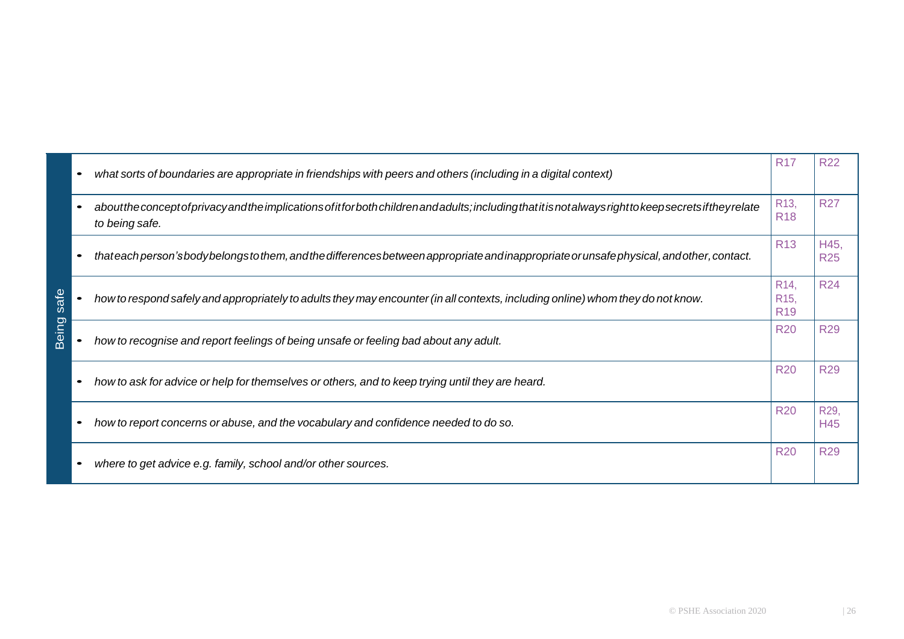| | | | |
|---|---|---|---|
| Being safe | • *what sorts of boundaries are appropriate in friendships with peers and others (including in a digital context)* | R17 | R22 |
| | • *about the concept of privacy and the implications of it for both children and adults; including that it is not always right to keep secrets if they relate to being safe.* | R13, R18 | R27 |
| | • *that each person's body belongs to them, and the differences between appropriate and inappropriate or unsafe physical, and other, contact.* | R13 | H45, R25 |
| | • *how to respond safely and appropriately to adults they may encounter (in all contexts, including online) whom they do not know.* | R14, R15, R19 | R24 |
| | • *how to recognise and report feelings of being unsafe or feeling bad about any adult.* | R20 | R29 |
| | • *how to ask for advice or help for themselves or others, and to keep trying until they are heard.* | R20 | R29 |
| | • *how to report concerns or abuse, and the vocabulary and confidence needed to do so.* | R20 | R29, H45 |
| | • *where to get advice e.g. family, school and/or other sources.* | R20 | R29 |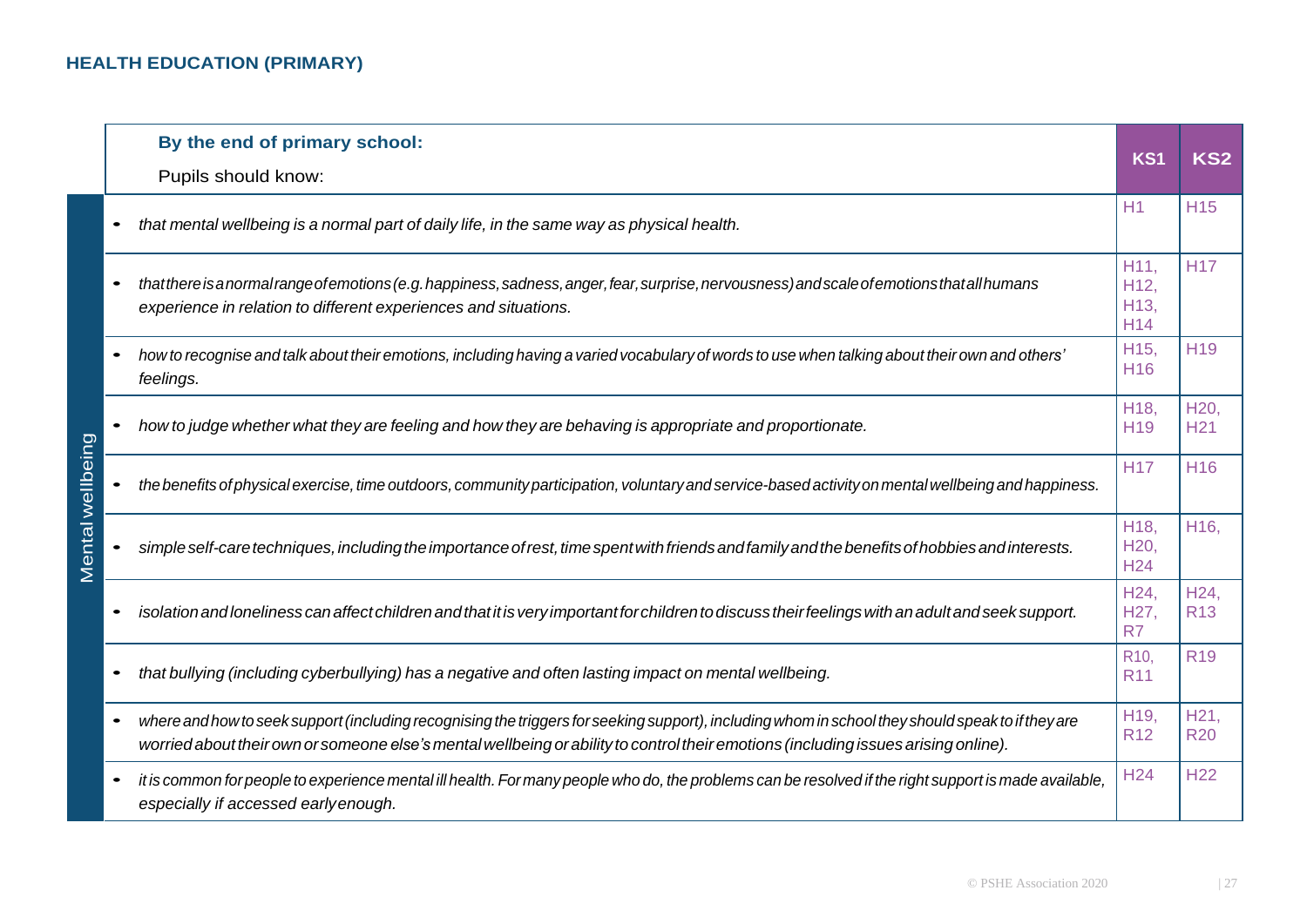## HEALTH EDUCATION (PRIMARY)

| | **By the end of primary school:**<br>Pupils should know: | **KS1** | **KS2** |
|---|---|---|---|
| Mental wellbeing | • *that mental wellbeing is a normal part of daily life, in the same way as physical health.* | H1 | H15 |
| | • *that there is a normal range of emotions (e.g. happiness, sadness, anger, fear, surprise, nervousness) and scale of emotions that all humans experience in relation to different experiences and situations.* | H11, H12, H13, H14 | H17 |
| | • *how to recognise and talk about their emotions, including having a varied vocabulary of words to use when talking about their own and others' feelings.* | H15, H16 | H19 |
| | • *how to judge whether what they are feeling and how they are behaving is appropriate and proportionate.* | H18, H19 | H20, H21 |
| | • *the benefits of physical exercise, time outdoors, community participation, voluntary and service-based activity on mental wellbeing and happiness.* | H17 | H16 |
| | • *simple self-care techniques, including the importance of rest, time spent with friends and family and the benefits of hobbies and interests.* | H18, H20, H24 | H16, |
| | • *isolation and loneliness can affect children and that it is very important for children to discuss their feelings with an adult and seek support.* | H24, H27, R7 | H24, R13 |
| | • *that bullying (including cyberbullying) has a negative and often lasting impact on mental wellbeing.* | R10, R11 | R19 |
| | • *where and how to seek support (including recognising the triggers for seeking support), including whom in school they should speak to if they are worried about their own or someone else's mental wellbeing or ability to control their emotions (including issues arising online).* | H19, R12 | H21, R20 |
| | • *it is common for people to experience mental ill health. For many people who do, the problems can be resolved if the right support is made available, especially if accessed early enough.* | H24 | H22 |

© PSHE Association 2020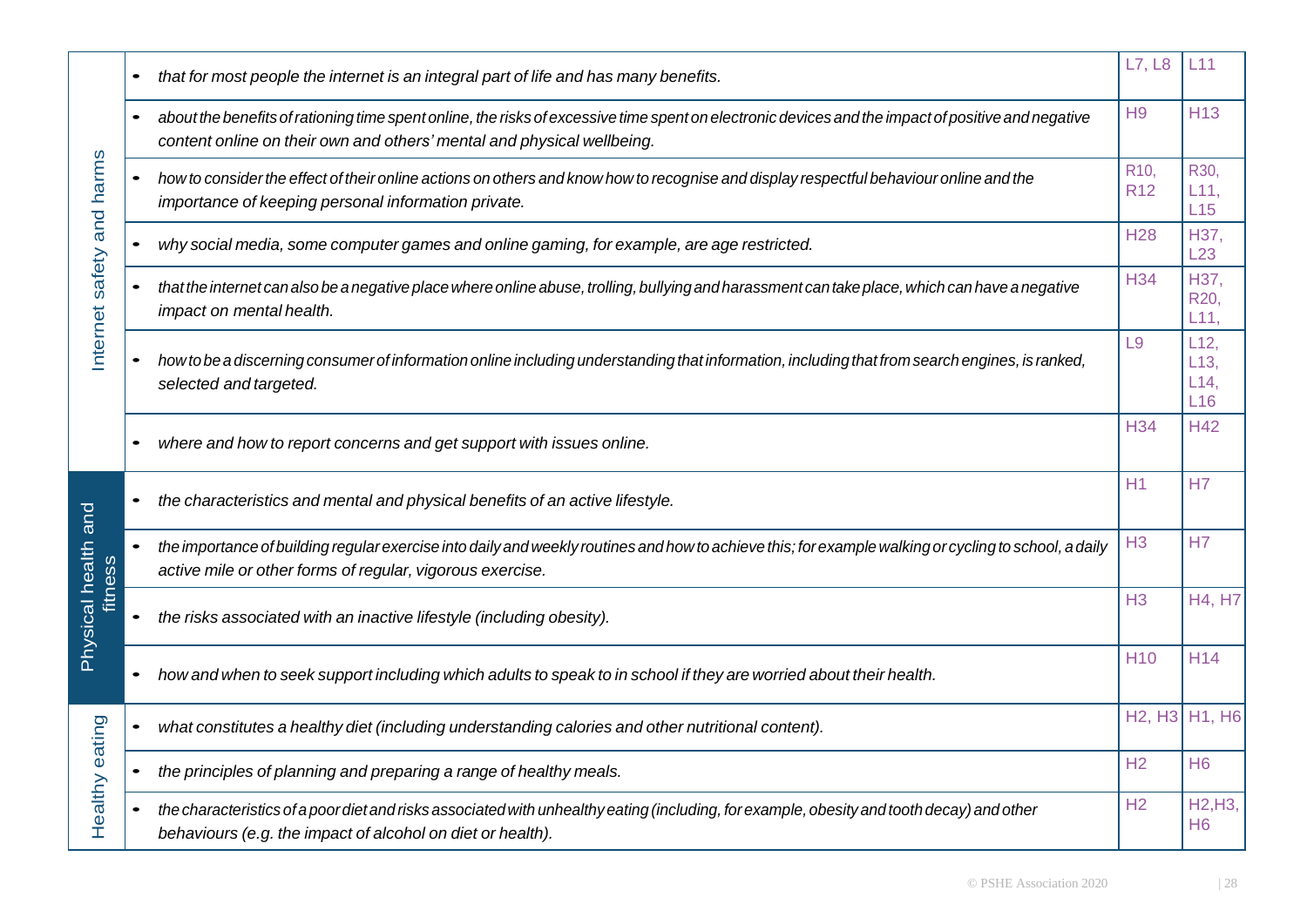| | | | |
|---|---|---|---|
| Internet safety and harms | • that for most people the internet is an integral part of life and has many benefits. | L7, L8 | L11 |
| | • about the benefits of rationing time spent online, the risks of excessive time spent on electronic devices and the impact of positive and negative content online on their own and others' mental and physical wellbeing. | H9 | H13 |
| | • how to consider the effect of their online actions on others and know how to recognise and display respectful behaviour online and the importance of keeping personal information private. | R10, R12 | R30, L11, L15 |
| | • why social media, some computer games and online gaming, for example, are age restricted. | H28 | H37, L23 |
| | • that the internet can also be a negative place where online abuse, trolling, bullying and harassment can take place, which can have a negative impact on mental health. | H34 | H37, R20, L11, |
| | • how to be a discerning consumer of information online including understanding that information, including that from search engines, is ranked, selected and targeted. | L9 | L12, L13, L14, L16 |
| | • where and how to report concerns and get support with issues online. | H34 | H42 |
| Physical health and fitness | • the characteristics and mental and physical benefits of an active lifestyle. | H1 | H7 |
| | • the importance of building regular exercise into daily and weekly routines and how to achieve this; for example walking or cycling to school, a daily active mile or other forms of regular, vigorous exercise. | H3 | H7 |
| | • the risks associated with an inactive lifestyle (including obesity). | H3 | H4, H7 |
| | • how and when to seek support including which adults to speak to in school if they are worried about their health. | H10 | H14 |
| Healthy eating | • what constitutes a healthy diet (including understanding calories and other nutritional content). | H2, H3 | H1, H6 |
| | • the principles of planning and preparing a range of healthy meals. | H2 | H6 |
| | • the characteristics of a poor diet and risks associated with unhealthy eating (including, for example, obesity and tooth decay) and other behaviours (e.g. the impact of alcohol on diet or health). | H2 | H2,H3, H6 |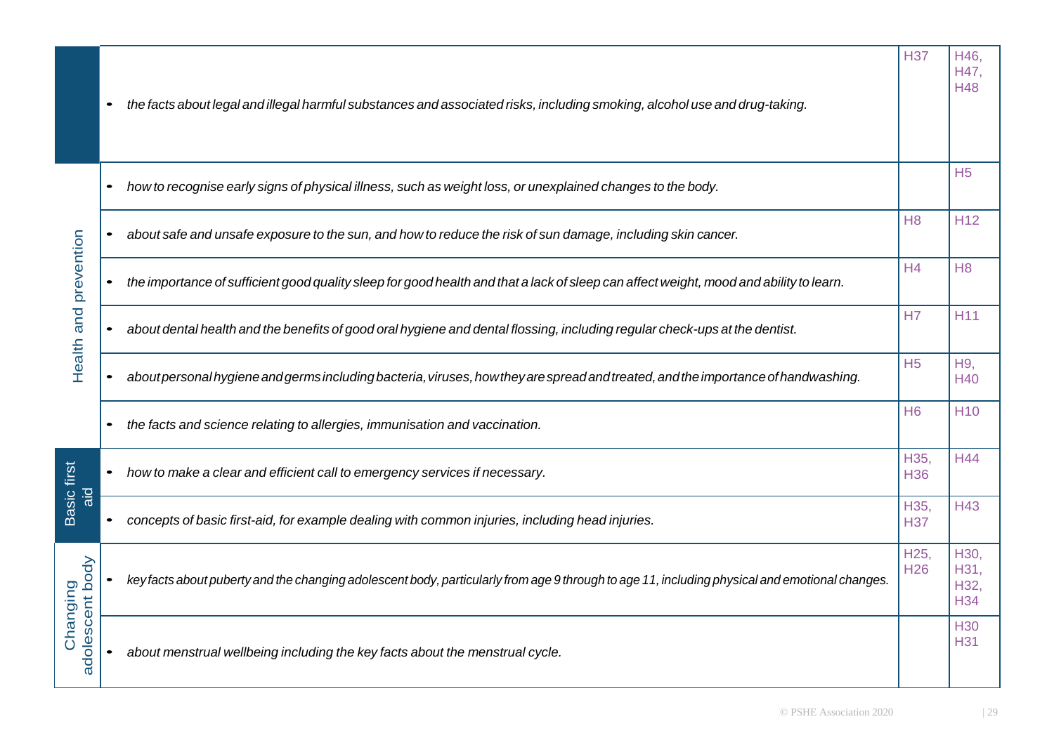| | | | |
|---|---|---|---|
| | • the facts about legal and illegal harmful substances and associated risks, including smoking, alcohol use and drug-taking. | H37 | H46, H47, H48 |
| Health and prevention | • how to recognise early signs of physical illness, such as weight loss, or unexplained changes to the body. | | H5 |
| | • about safe and unsafe exposure to the sun, and how to reduce the risk of sun damage, including skin cancer. | H8 | H12 |
| | • the importance of sufficient good quality sleep for good health and that a lack of sleep can affect weight, mood and ability to learn. | H4 | H8 |
| | • about dental health and the benefits of good oral hygiene and dental flossing, including regular check-ups at the dentist. | H7 | H11 |
| | • about personal hygiene and germs including bacteria, viruses, how they are spread and treated, and the importance of handwashing. | H5 | H9, H40 |
| | • the facts and science relating to allergies, immunisation and vaccination. | H6 | H10 |
| Basic first aid | • how to make a clear and efficient call to emergency services if necessary. | H35, H36 | H44 |
| | • concepts of basic first-aid, for example dealing with common injuries, including head injuries. | H35, H37 | H43 |
| Changing adolescent body | • key facts about puberty and the changing adolescent body, particularly from age 9 through to age 11, including physical and emotional changes. | H25, H26 | H30, H31, H32, H34 |
| | • about menstrual wellbeing including the key facts about the menstrual cycle. | | H30 H31 |

© PSHE Association 2020